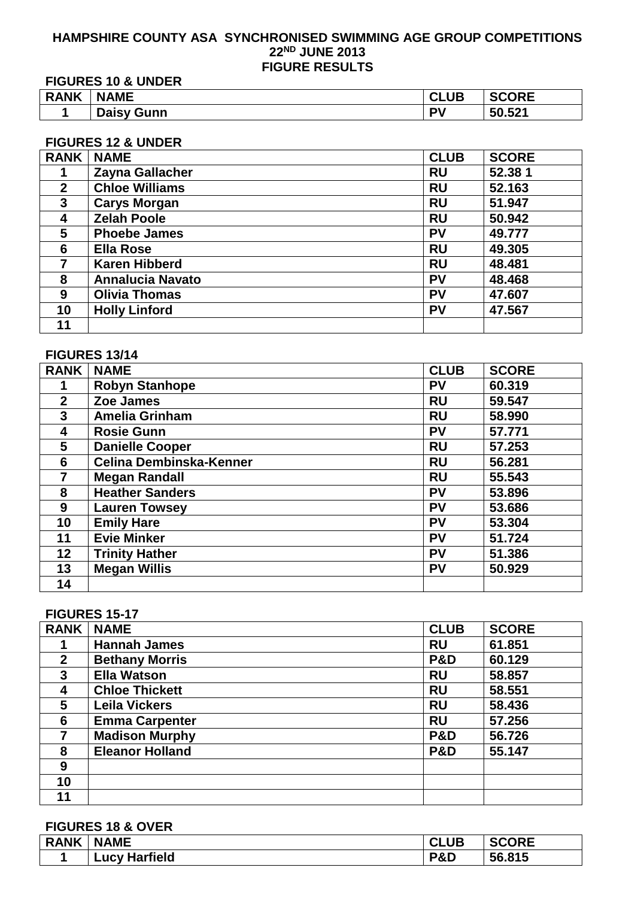# HAMPSHIRE COUNTY ASA SYNCHRONISED SWIMMING AGE GROUP COMPETITIONS
## 22ND JUNE 2013
## FIGURE RESULTS

**FIGURES 10 & UNDER**

| RANK | NAME | CLUB | SCORE |
|---|---|---|---|
| 1 | Daisy Gunn | PV | 50.521 |

**FIGURES 12 & UNDER**

| RANK | NAME | CLUB | SCORE |
|---|---|---|---|
| 1 | Zayna Gallacher | RU | 52.38 1 |
| 2 | Chloe Williams | RU | 52.163 |
| 3 | Carys Morgan | RU | 51.947 |
| 4 | Zelah Poole | RU | 50.942 |
| 5 | Phoebe James | PV | 49.777 |
| 6 | Ella Rose | RU | 49.305 |
| 7 | Karen Hibberd | RU | 48.481 |
| 8 | Annalucia Navato | PV | 48.468 |
| 9 | Olivia Thomas | PV | 47.607 |
| 10 | Holly Linford | PV | 47.567 |
| 11 | | | |

**FIGURES 13/14**

| RANK | NAME | CLUB | SCORE |
|---|---|---|---|
| 1 | Robyn Stanhope | PV | 60.319 |
| 2 | Zoe James | RU | 59.547 |
| 3 | Amelia Grinham | RU | 58.990 |
| 4 | Rosie Gunn | PV | 57.771 |
| 5 | Danielle Cooper | RU | 57.253 |
| 6 | Celina Dembinska-Kenner | RU | 56.281 |
| 7 | Megan Randall | RU | 55.543 |
| 8 | Heather Sanders | PV | 53.896 |
| 9 | Lauren Towsey | PV | 53.686 |
| 10 | Emily Hare | PV | 53.304 |
| 11 | Evie Minker | PV | 51.724 |
| 12 | Trinity Hather | PV | 51.386 |
| 13 | Megan Willis | PV | 50.929 |
| 14 | | | |

**FIGURES 15-17**

| RANK | NAME | CLUB | SCORE |
|---|---|---|---|
| 1 | Hannah James | RU | 61.851 |
| 2 | Bethany Morris | P&D | 60.129 |
| 3 | Ella Watson | RU | 58.857 |
| 4 | Chloe Thickett | RU | 58.551 |
| 5 | Leila Vickers | RU | 58.436 |
| 6 | Emma Carpenter | RU | 57.256 |
| 7 | Madison Murphy | P&D | 56.726 |
| 8 | Eleanor Holland | P&D | 55.147 |
| 9 | | | |
| 10 | | | |
| 11 | | | |

**FIGURES 18 & OVER**

| RANK | NAME | CLUB | SCORE |
|---|---|---|---|
| 1 | Lucy Harfield | P&D | 56.815 |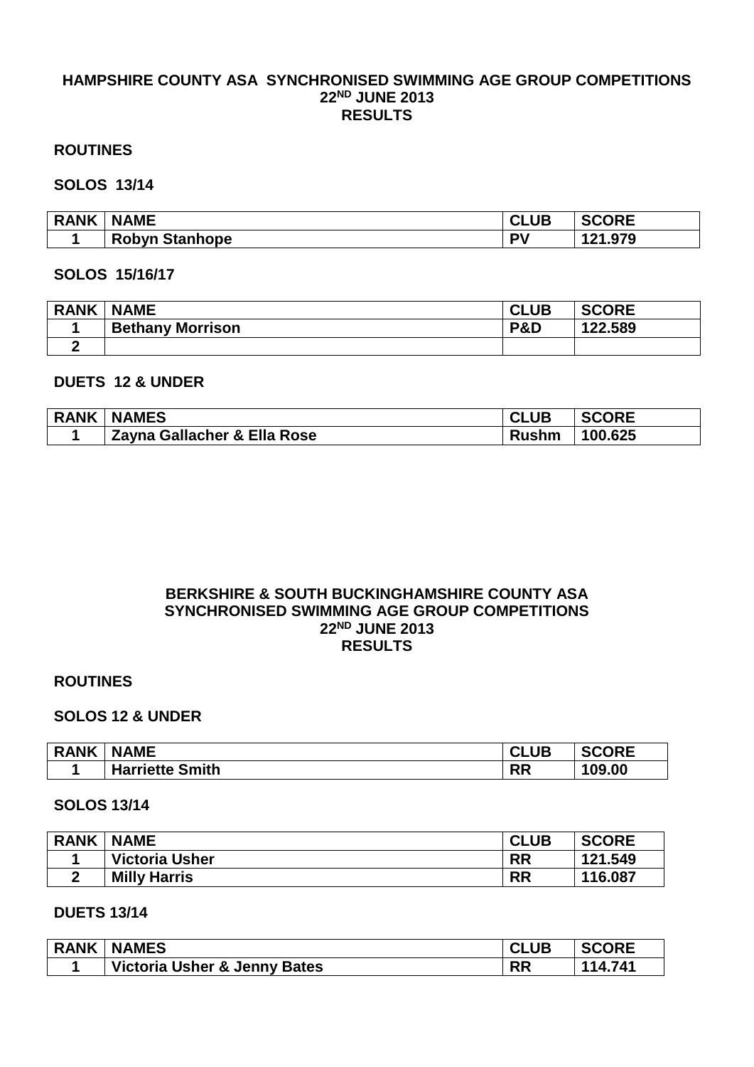**HAMPSHIRE COUNTY ASA SYNCHRONISED SWIMMING AGE GROUP COMPETITIONS**
**22ND JUNE 2013**
**RESULTS**

**ROUTINES**

**SOLOS 13/14**

| RANK | NAME | CLUB | SCORE |
|---|---|---|---|
| 1 | Robyn Stanhope | PV | 121.979 |

**SOLOS 15/16/17**

| RANK | NAME | CLUB | SCORE |
|---|---|---|---|
| 1 | Bethany Morrison | P&D | 122.589 |
| 2 | | | |

**DUETS 12 & UNDER**

| RANK | NAMES | CLUB | SCORE |
|---|---|---|---|
| 1 | Zayna Gallacher & Ella Rose | Rushm | 100.625 |

**BERKSHIRE & SOUTH BUCKINGHAMSHIRE COUNTY ASA**
**SYNCHRONISED SWIMMING AGE GROUP COMPETITIONS**
**22ND JUNE 2013**
**RESULTS**

**ROUTINES**

**SOLOS 12 & UNDER**

| RANK | NAME | CLUB | SCORE |
|---|---|---|---|
| 1 | Harriette Smith | RR | 109.00 |

**SOLOS 13/14**

| RANK | NAME | CLUB | SCORE |
|---|---|---|---|
| 1 | Victoria Usher | RR | 121.549 |
| 2 | Milly Harris | RR | 116.087 |

**DUETS 13/14**

| RANK | NAMES | CLUB | SCORE |
|---|---|---|---|
| 1 | Victoria Usher & Jenny Bates | RR | 114.741 |